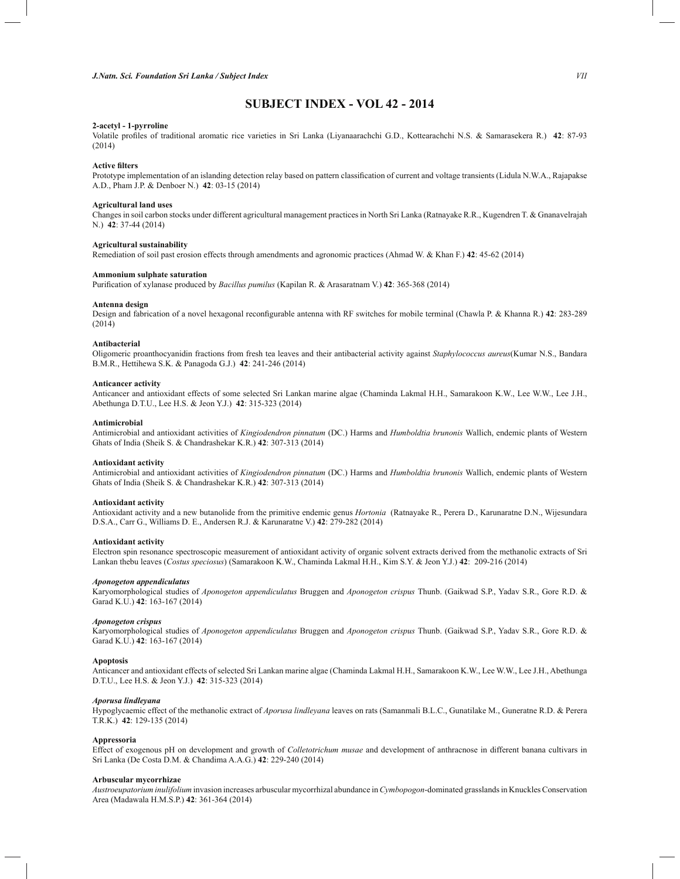# SUBJECT INDEX - VOL 42 - 2014

**2-acetyl - 1-pyrroline**
Volatile profiles of traditional aromatic rice varieties in Sri Lanka (Liyanaarachchi G.D., Kottearachchi N.S. & Samarasekera R.) **42**: 87-93 (2014)

**Active filters**
Prototype implementation of an islanding detection relay based on pattern classification of current and voltage transients (Lidula N.W.A., Rajapakse A.D., Pham J.P. & Denboer N.) **42**: 03-15 (2014)

**Agricultural land uses**
Changes in soil carbon stocks under different agricultural management practices in North Sri Lanka (Ratnayake R.R., Kugendren T. & Gnanavelrajah N.) **42**: 37-44 (2014)

**Agricultural sustainability**
Remediation of soil past erosion effects through amendments and agronomic practices (Ahmad W. & Khan F.) **42**: 45-62 (2014)

**Ammonium sulphate saturation**
Purification of xylanase produced by *Bacillus pumilus* (Kapilan R. & Arasaratnam V.) **42**: 365-368 (2014)

**Antenna design**
Design and fabrication of a novel hexagonal reconfigurable antenna with RF switches for mobile terminal (Chawla P. & Khanna R.) **42**: 283-289 (2014)

**Antibacterial**
Oligomeric proanthocyanidin fractions from fresh tea leaves and their antibacterial activity against *Staphylococcus aureus*(Kumar N.S., Bandara B.M.R., Hettihewa S.K. & Panagoda G.J.) **42**: 241-246 (2014)

**Anticancer activity**
Anticancer and antioxidant effects of some selected Sri Lankan marine algae (Chaminda Lakmal H.H., Samarakoon K.W., Lee W.W., Lee J.H., Abethunga D.T.U., Lee H.S. & Jeon Y.J.) **42**: 315-323 (2014)

**Antimicrobial**
Antimicrobial and antioxidant activities of *Kingiodendron pinnatum* (DC.) Harms and *Humboldtia brunonis* Wallich, endemic plants of Western Ghats of India (Sheik S. & Chandrashekar K.R.) **42**: 307-313 (2014)

**Antioxidant activity**
Antimicrobial and antioxidant activities of *Kingiodendron pinnatum* (DC.) Harms and *Humboldtia brunonis* Wallich, endemic plants of Western Ghats of India (Sheik S. & Chandrashekar K.R.) **42**: 307-313 (2014)

**Antioxidant activity**
Antioxidant activity and a new butanolide from the primitive endemic genus *Hortonia* (Ratnayake R., Perera D., Karunaratne D.N., Wijesundara D.S.A., Carr G., Williams D. E., Andersen R.J. & Karunaratne V.) **42**: 279-282 (2014)

**Antioxidant activity**
Electron spin resonance spectroscopic measurement of antioxidant activity of organic solvent extracts derived from the methanolic extracts of Sri Lankan thebu leaves (*Costus speciosus*) (Samarakoon K.W., Chaminda Lakmal H.H., Kim S.Y. & Jeon Y.J.) **42**: 209-216 (2014)

***Aponogeton appendiculatus***
Karyomorphological studies of *Aponogeton appendiculatus* Bruggen and *Aponogeton crispus* Thunb. (Gaikwad S.P., Yadav S.R., Gore R.D. & Garad K.U.) **42**: 163-167 (2014)

***Aponogeton crispus***
Karyomorphological studies of *Aponogeton appendiculatus* Bruggen and *Aponogeton crispus* Thunb. (Gaikwad S.P., Yadav S.R., Gore R.D. & Garad K.U.) **42**: 163-167 (2014)

**Apoptosis**
Anticancer and antioxidant effects of selected Sri Lankan marine algae (Chaminda Lakmal H.H., Samarakoon K.W., Lee W.W., Lee J.H., Abethunga D.T.U., Lee H.S. & Jeon Y.J.) **42**: 315-323 (2014)

***Aporusa lindleyana***
Hypoglycaemic effect of the methanolic extract of *Aporusa lindleyana* leaves on rats (Samanmali B.L.C., Gunatilake M., Guneratne R.D. & Perera T.R.K.) **42**: 129-135 (2014)

**Appressoria**
Effect of exogenous pH on development and growth of *Colletotrichum musae* and development of anthracnose in different banana cultivars in Sri Lanka (De Costa D.M. & Chandima A.A.G.) **42**: 229-240 (2014)

**Arbuscular mycorrhizae**
*Austroeupatorium inulifolium* invasion increases arbuscular mycorrhizal abundance in *Cymbopogon*-dominated grasslands in Knuckles Conservation Area (Madawala H.M.S.P.) **42**: 361-364 (2014)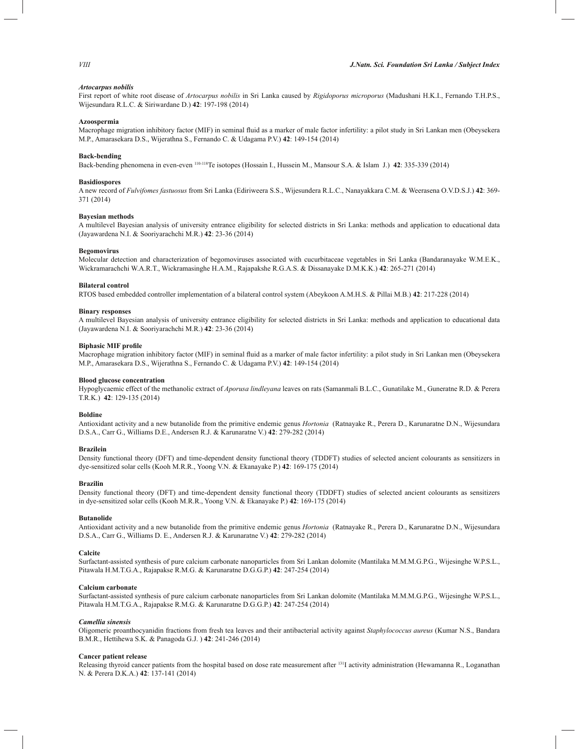**_Artocarpus nobilis_**

First report of white root disease of *Artocarpus nobilis* in Sri Lanka caused by *Rigidoporus microporus* (Madushani H.K.I., Fernando T.H.P.S., Wijesundara R.L.C. & Siriwardane D.) **42**: 197-198 (2014)

**Azoospermia**

Macrophage migration inhibitory factor (MIF) in seminal fluid as a marker of male factor infertility: a pilot study in Sri Lankan men (Obeysekera M.P., Amarasekara D.S., Wijerathna S., Fernando C. & Udagama P.V.) **42**: 149-154 (2014)

**Back-bending**

Back-bending phenomena in even-even $^{110-118}$Te isotopes (Hossain I., Hussein M., Mansour S.A. & Islam J.) **42**: 335-339 (2014)

**Basidiospores**

A new record of *Fulvifomes fastuosus* from Sri Lanka (Ediriweera S.S., Wijesundera R.L.C., Nanayakkara C.M. & Weerasena O.V.D.S.J.) **42**: 369-371 (2014)

**Bayesian methods**

A multilevel Bayesian analysis of university entrance eligibility for selected districts in Sri Lanka: methods and application to educational data (Jayawardena N.I. & Sooriyarachchi M.R.) **42**: 23-36 (2014)

**Begomovirus**

Molecular detection and characterization of begomoviruses associated with cucurbitaceae vegetables in Sri Lanka (Bandaranayake W.M.E.K., Wickramarachchi W.A.R.T., Wickramasinghe H.A.M., Rajapakshe R.G.A.S. & Dissanayake D.M.K.K.) **42**: 265-271 (2014)

**Bilateral control**

RTOS based embedded controller implementation of a bilateral control system (Abeykoon A.M.H.S. & Pillai M.B.) **42**: 217-228 (2014)

**Binary responses**

A multilevel Bayesian analysis of university entrance eligibility for selected districts in Sri Lanka: methods and application to educational data (Jayawardena N.I. & Sooriyarachchi M.R.) **42**: 23-36 (2014)

**Biphasic MIF profile**

Macrophage migration inhibitory factor (MIF) in seminal fluid as a marker of male factor infertility: a pilot study in Sri Lankan men (Obeysekera M.P., Amarasekara D.S., Wijerathna S., Fernando C. & Udagama P.V.) **42**: 149-154 (2014)

**Blood glucose concentration**

Hypoglycaemic effect of the methanolic extract of *Aporusa lindleyana* leaves on rats (Samanmali B.L.C., Gunatilake M., Guneratne R.D. & Perera T.R.K.) **42**: 129-135 (2014)

**Boldine**

Antioxidant activity and a new butanolide from the primitive endemic genus *Hortonia* (Ratnayake R., Perera D., Karunaratne D.N., Wijesundara D.S.A., Carr G., Williams D.E., Andersen R.J. & Karunaratne V.) **42**: 279-282 (2014)

**Brazilein**

Density functional theory (DFT) and time-dependent density functional theory (TDDFT) studies of selected ancient colourants as sensitizers in dye-sensitized solar cells (Kooh M.R.R., Yoong V.N. & Ekanayake P.) **42**: 169-175 (2014)

**Brazilin**

Density functional theory (DFT) and time-dependent density functional theory (TDDFT) studies of selected ancient colourants as sensitizers in dye-sensitized solar cells (Kooh M.R.R., Yoong V.N. & Ekanayake P.) **42**: 169-175 (2014)

**Butanolide**

Antioxidant activity and a new butanolide from the primitive endemic genus *Hortonia* (Ratnayake R., Perera D., Karunaratne D.N., Wijesundara D.S.A., Carr G., Williams D. E., Andersen R.J. & Karunaratne V.) **42**: 279-282 (2014)

**Calcite**

Surfactant-assisted synthesis of pure calcium carbonate nanoparticles from Sri Lankan dolomite (Mantilaka M.M.M.G.P.G., Wijesinghe W.P.S.L., Pitawala H.M.T.G.A., Rajapakse R.M.G. & Karunaratne D.G.G.P.) **42**: 247-254 (2014)

**Calcium carbonate**

Surfactant-assisted synthesis of pure calcium carbonate nanoparticles from Sri Lankan dolomite (Mantilaka M.M.M.G.P.G., Wijesinghe W.P.S.L., Pitawala H.M.T.G.A., Rajapakse R.M.G. & Karunaratne D.G.G.P.) **42**: 247-254 (2014)

**_Camellia sinensis_**

Oligomeric proanthocyanidin fractions from fresh tea leaves and their antibacterial activity against *Staphylococcus aureus* (Kumar N.S., Bandara B.M.R., Hettihewa S.K. & Panagoda G.J. ) **42**: 241-246 (2014)

**Cancer patient release**

Releasing thyroid cancer patients from the hospital based on dose rate measurement after $^{131}$I activity administration (Hewamanna R., Loganathan N. & Perera D.K.A.) **42**: 137-141 (2014)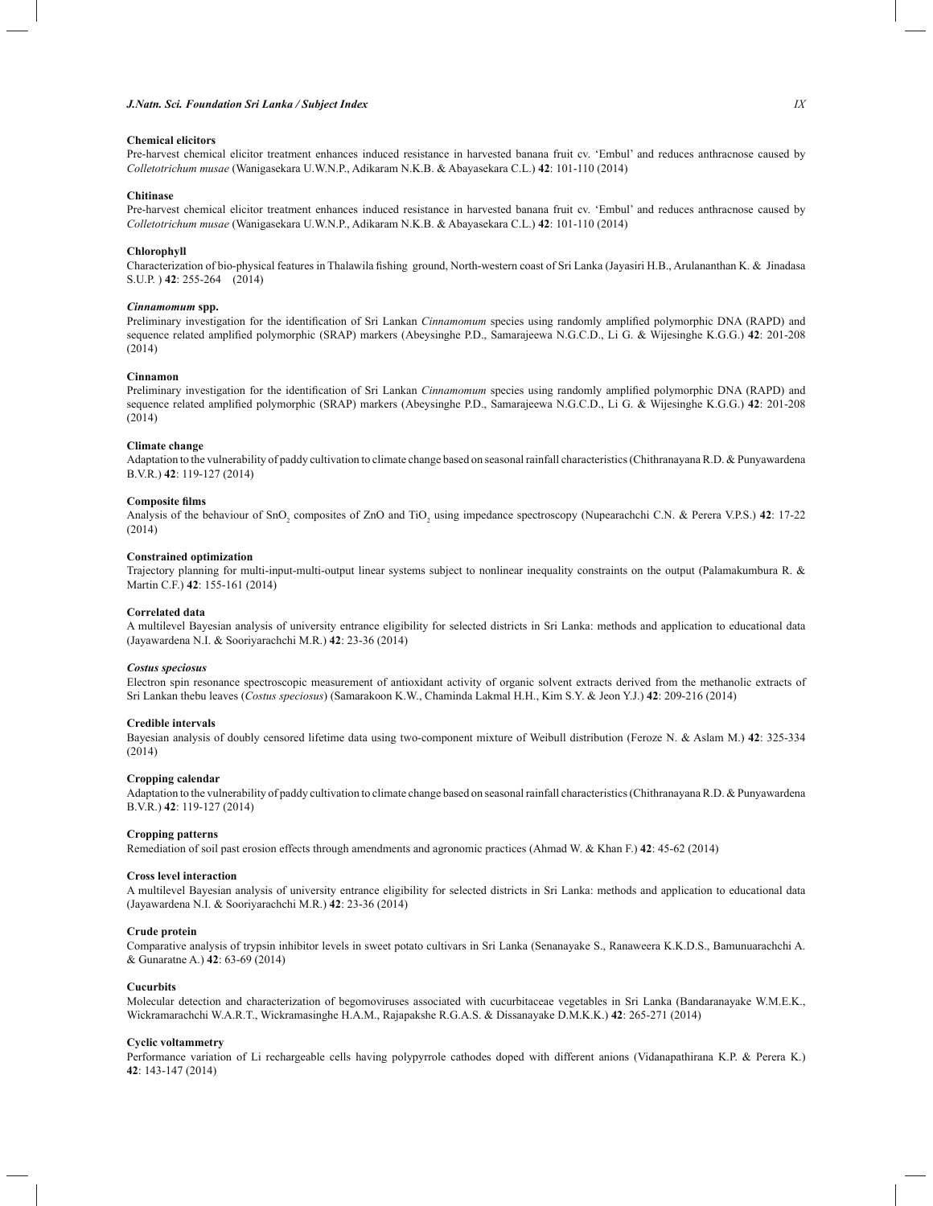**Chemical elicitors**

Pre-harvest chemical elicitor treatment enhances induced resistance in harvested banana fruit cv. 'Embul' and reduces anthracnose caused by *Colletotrichum musae* (Wanigasekara U.W.N.P., Adikaram N.K.B. & Abayasekara C.L.) **42**: 101-110 (2014)

**Chitinase**

Pre-harvest chemical elicitor treatment enhances induced resistance in harvested banana fruit cv. 'Embul' and reduces anthracnose caused by *Colletotrichum musae* (Wanigasekara U.W.N.P., Adikaram N.K.B. & Abayasekara C.L.) **42**: 101-110 (2014)

**Chlorophyll**

Characterization of bio-physical features in Thalawila fishing ground, North-western coast of Sri Lanka (Jayasiri H.B., Arulananthan K. & Jinadasa S.U.P. ) **42**: 255-264 (2014)

***Cinnamomum* spp.**

Preliminary investigation for the identification of Sri Lankan *Cinnamomum* species using randomly amplified polymorphic DNA (RAPD) and sequence related amplified polymorphic (SRAP) markers (Abeysinghe P.D., Samarajeewa N.G.C.D., Li G. & Wijesinghe K.G.G.) **42**: 201-208 (2014)

**Cinnamon**

Preliminary investigation for the identification of Sri Lankan *Cinnamomum* species using randomly amplified polymorphic DNA (RAPD) and sequence related amplified polymorphic (SRAP) markers (Abeysinghe P.D., Samarajeewa N.G.C.D., Li G. & Wijesinghe K.G.G.) **42**: 201-208 (2014)

**Climate change**

Adaptation to the vulnerability of paddy cultivation to climate change based on seasonal rainfall characteristics (Chithranayana R.D. & Punyawardena B.V.R.) **42**: 119-127 (2014)

**Composite films**

Analysis of the behaviour of $SnO_2$ composites of ZnO and $TiO_2$ using impedance spectroscopy (Nupearachchi C.N. & Perera V.P.S.) **42**: 17-22 (2014)

**Constrained optimization**

Trajectory planning for multi-input-multi-output linear systems subject to nonlinear inequality constraints on the output (Palamakumbura R. & Martin C.F.) **42**: 155-161 (2014)

**Correlated data**

A multilevel Bayesian analysis of university entrance eligibility for selected districts in Sri Lanka: methods and application to educational data (Jayawardena N.I. & Sooriyarachchi M.R.) **42**: 23-36 (2014)

***Costus speciosus***

Electron spin resonance spectroscopic measurement of antioxidant activity of organic solvent extracts derived from the methanolic extracts of Sri Lankan thebu leaves (*Costus speciosus*) (Samarakoon K.W., Chaminda Lakmal H.H., Kim S.Y. & Jeon Y.J.) **42**: 209-216 (2014)

**Credible intervals**

Bayesian analysis of doubly censored lifetime data using two-component mixture of Weibull distribution (Feroze N. & Aslam M.) **42**: 325-334 (2014)

**Cropping calendar**

Adaptation to the vulnerability of paddy cultivation to climate change based on seasonal rainfall characteristics (Chithranayana R.D. & Punyawardena B.V.R.) **42**: 119-127 (2014)

**Cropping patterns**

Remediation of soil past erosion effects through amendments and agronomic practices (Ahmad W. & Khan F.) **42**: 45-62 (2014)

**Cross level interaction**

A multilevel Bayesian analysis of university entrance eligibility for selected districts in Sri Lanka: methods and application to educational data (Jayawardena N.I. & Sooriyarachchi M.R.) **42**: 23-36 (2014)

**Crude protein**

Comparative analysis of trypsin inhibitor levels in sweet potato cultivars in Sri Lanka (Senanayake S., Ranaweera K.K.D.S., Bamunuarachchi A. & Gunaratne A.) **42**: 63-69 (2014)

**Cucurbits**

Molecular detection and characterization of begomoviruses associated with cucurbitaceae vegetables in Sri Lanka (Bandaranayake W.M.E.K., Wickramarachchi W.A.R.T., Wickramasinghe H.A.M., Rajapakshe R.G.A.S. & Dissanayake D.M.K.K.) **42**: 265-271 (2014)

**Cyclic voltammetry**

Performance variation of Li rechargeable cells having polypyrrole cathodes doped with different anions (Vidanapathirana K.P. & Perera K.) **42**: 143-147 (2014)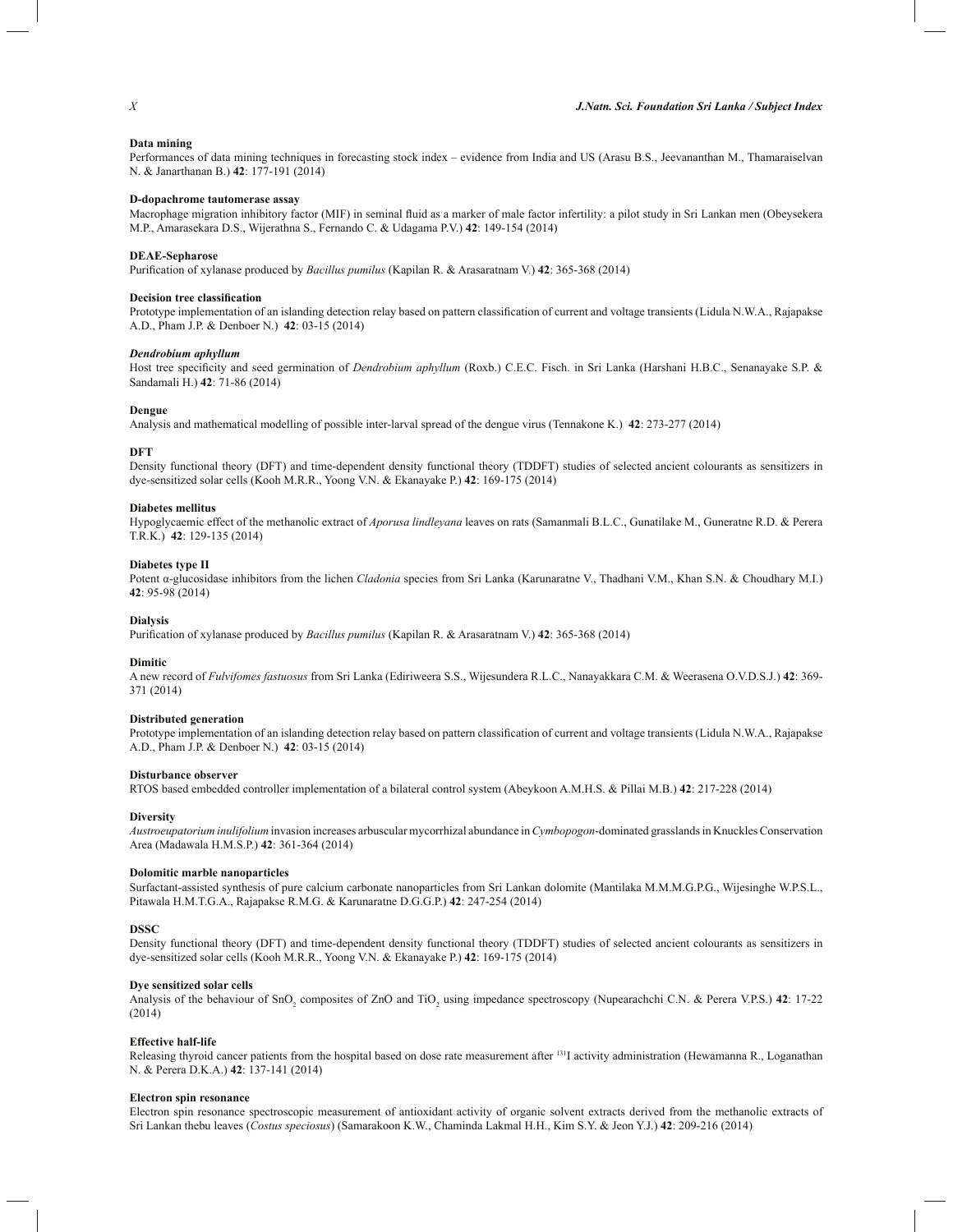**Data mining**

Performances of data mining techniques in forecasting stock index – evidence from India and US (Arasu B.S., Jeevananthan M., Thamaraiselvan N. & Janarthanan B.) **42**: 177-191 (2014)

**D-dopachrome tautomerase assay**

Macrophage migration inhibitory factor (MIF) in seminal fluid as a marker of male factor infertility: a pilot study in Sri Lankan men (Obeysekera M.P., Amarasekara D.S., Wijerathna S., Fernando C. & Udagama P.V.) **42**: 149-154 (2014)

**DEAE-Sepharose**

Purification of xylanase produced by *Bacillus pumilus* (Kapilan R. & Arasaratnam V.) **42**: 365-368 (2014)

**Decision tree classification**

Prototype implementation of an islanding detection relay based on pattern classification of current and voltage transients (Lidula N.W.A., Rajapakse A.D., Pham J.P. & Denboer N.) **42**: 03-15 (2014)

***Dendrobium aphyllum***

Host tree specificity and seed germination of *Dendrobium aphyllum* (Roxb.) C.E.C. Fisch. in Sri Lanka (Harshani H.B.C., Senanayake S.P. & Sandamali H.) **42**: 71-86 (2014)

**Dengue**

Analysis and mathematical modelling of possible inter-larval spread of the dengue virus (Tennakone K.) **42**: 273-277 (2014)

**DFT**

Density functional theory (DFT) and time-dependent density functional theory (TDDFT) studies of selected ancient colourants as sensitizers in dye-sensitized solar cells (Kooh M.R.R., Yoong V.N. & Ekanayake P.) **42**: 169-175 (2014)

**Diabetes mellitus**

Hypoglycaemic effect of the methanolic extract of *Aporusa lindleyana* leaves on rats (Samanmali B.L.C., Gunatilake M., Guneratne R.D. & Perera T.R.K.) **42**: 129-135 (2014)

**Diabetes type II**

Potent α-glucosidase inhibitors from the lichen *Cladonia* species from Sri Lanka (Karunaratne V., Thadhani V.M., Khan S.N. & Choudhary M.I.) **42**: 95-98 (2014)

**Dialysis**

Purification of xylanase produced by *Bacillus pumilus* (Kapilan R. & Arasaratnam V.) **42**: 365-368 (2014)

**Dimitic**

A new record of *Fulvifomes fastuosus* from Sri Lanka (Ediriweera S.S., Wijesundera R.L.C., Nanayakkara C.M. & Weerasena O.V.D.S.J.) **42**: 369-371 (2014)

**Distributed generation**

Prototype implementation of an islanding detection relay based on pattern classification of current and voltage transients (Lidula N.W.A., Rajapakse A.D., Pham J.P. & Denboer N.) **42**: 03-15 (2014)

**Disturbance observer**

RTOS based embedded controller implementation of a bilateral control system (Abeykoon A.M.H.S. & Pillai M.B.) **42**: 217-228 (2014)

**Diversity**

*Austroeupatorium inulifolium* invasion increases arbuscular mycorrhizal abundance in *Cymbopogon*-dominated grasslands in Knuckles Conservation Area (Madawala H.M.S.P.) **42**: 361-364 (2014)

**Dolomitic marble nanoparticles**

Surfactant-assisted synthesis of pure calcium carbonate nanoparticles from Sri Lankan dolomite (Mantilaka M.M.M.G.P.G., Wijesinghe W.P.S.L., Pitawala H.M.T.G.A., Rajapakse R.M.G. & Karunaratne D.G.G.P.) **42**: 247-254 (2014)

**DSSC**

Density functional theory (DFT) and time-dependent density functional theory (TDDFT) studies of selected ancient colourants as sensitizers in dye-sensitized solar cells (Kooh M.R.R., Yoong V.N. & Ekanayake P.) **42**: 169-175 (2014)

**Dye sensitized solar cells**

Analysis of the behaviour of $SnO_2$ composites of ZnO and $TiO_2$ using impedance spectroscopy (Nupearachchi C.N. & Perera V.P.S.) **42**: 17-22 (2014)

**Effective half-life**

Releasing thyroid cancer patients from the hospital based on dose rate measurement after $^{131}I$ activity administration (Hewamanna R., Loganathan N. & Perera D.K.A.) **42**: 137-141 (2014)

**Electron spin resonance**

Electron spin resonance spectroscopic measurement of antioxidant activity of organic solvent extracts derived from the methanolic extracts of Sri Lankan thebu leaves (*Costus speciosus*) (Samarakoon K.W., Chaminda Lakmal H.H., Kim S.Y. & Jeon Y.J.) **42**: 209-216 (2014)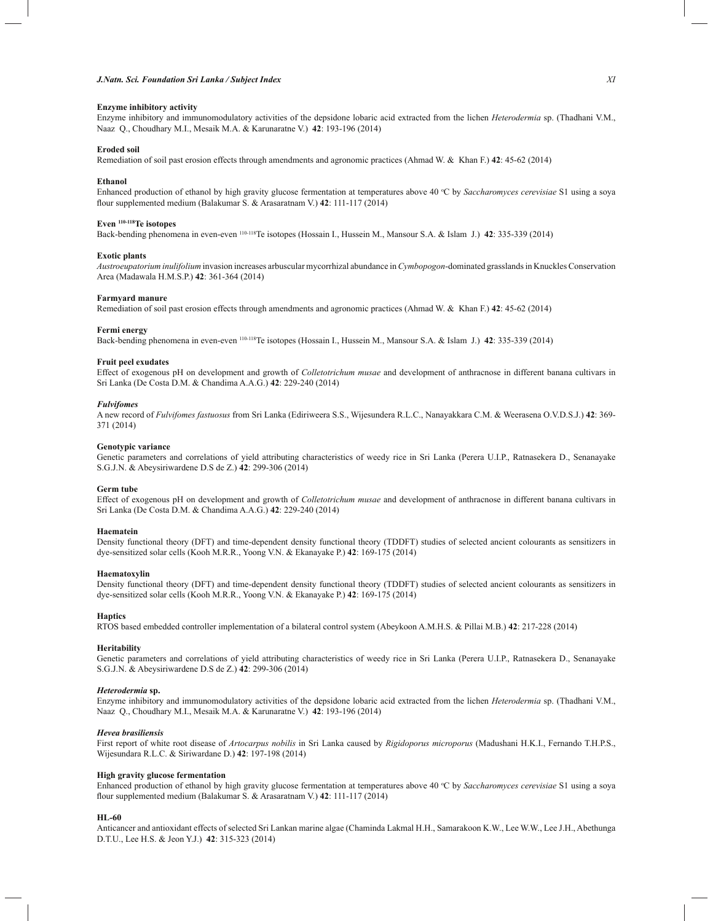**Enzyme inhibitory activity**

Enzyme inhibitory and immunomodulatory activities of the depsidone lobaric acid extracted from the lichen *Heterodermia* sp. (Thadhani V.M., Naaz Q., Choudhary M.I., Mesaik M.A. & Karunaratne V.) **42**: 193-196 (2014)

**Eroded soil**

Remediation of soil past erosion effects through amendments and agronomic practices (Ahmad W. & Khan F.) **42**: 45-62 (2014)

**Ethanol**

Enhanced production of ethanol by high gravity glucose fermentation at temperatures above 40 °C by *Saccharomyces cerevisiae* S1 using a soya flour supplemented medium (Balakumar S. & Arasaratnam V.) **42**: 111-117 (2014)

**Even $^{110\text{-}118}$Te isotopes**

Back-bending phenomena in even-even $^{110\text{-}118}$Te isotopes (Hossain I., Hussein M., Mansour S.A. & Islam J.) **42**: 335-339 (2014)

**Exotic plants**

*Austroeupatorium inulifolium* invasion increases arbuscular mycorrhizal abundance in *Cymbopogon*-dominated grasslands in Knuckles Conservation Area (Madawala H.M.S.P.) **42**: 361-364 (2014)

**Farmyard manure**

Remediation of soil past erosion effects through amendments and agronomic practices (Ahmad W. & Khan F.) **42**: 45-62 (2014)

**Fermi energy**

Back-bending phenomena in even-even $^{110\text{-}118}$Te isotopes (Hossain I., Hussein M., Mansour S.A. & Islam J.) **42**: 335-339 (2014)

**Fruit peel exudates**

Effect of exogenous pH on development and growth of *Colletotrichum musae* and development of anthracnose in different banana cultivars in Sri Lanka (De Costa D.M. & Chandima A.A.G.) **42**: 229-240 (2014)

***Fulvifomes***

A new record of *Fulvifomes fastuosus* from Sri Lanka (Ediriweera S.S., Wijesundera R.L.C., Nanayakkara C.M. & Weerasena O.V.D.S.J.) **42**: 369-371 (2014)

**Genotypic variance**

Genetic parameters and correlations of yield attributing characteristics of weedy rice in Sri Lanka (Perera U.I.P., Ratnasekera D., Senanayake S.G.J.N. & Abeysiriwardene D.S de Z.) **42**: 299-306 (2014)

**Germ tube**

Effect of exogenous pH on development and growth of *Colletotrichum musae* and development of anthracnose in different banana cultivars in Sri Lanka (De Costa D.M. & Chandima A.A.G.) **42**: 229-240 (2014)

**Haematein**

Density functional theory (DFT) and time-dependent density functional theory (TDDFT) studies of selected ancient colourants as sensitizers in dye-sensitized solar cells (Kooh M.R.R., Yoong V.N. & Ekanayake P.) **42**: 169-175 (2014)

**Haematoxylin**

Density functional theory (DFT) and time-dependent density functional theory (TDDFT) studies of selected ancient colourants as sensitizers in dye-sensitized solar cells (Kooh M.R.R., Yoong V.N. & Ekanayake P.) **42**: 169-175 (2014)

**Haptics**

RTOS based embedded controller implementation of a bilateral control system (Abeykoon A.M.H.S. & Pillai M.B.) **42**: 217-228 (2014)

**Heritability**

Genetic parameters and correlations of yield attributing characteristics of weedy rice in Sri Lanka (Perera U.I.P., Ratnasekera D., Senanayake S.G.J.N. & Abeysiriwardene D.S de Z.) **42**: 299-306 (2014)

***Heterodermia* sp.**

Enzyme inhibitory and immunomodulatory activities of the depsidone lobaric acid extracted from the lichen *Heterodermia* sp. (Thadhani V.M., Naaz Q., Choudhary M.I., Mesaik M.A. & Karunaratne V.) **42**: 193-196 (2014)

***Hevea brasiliensis***

First report of white root disease of *Artocarpus nobilis* in Sri Lanka caused by *Rigidoporus microporus* (Madushani H.K.I., Fernando T.H.P.S., Wijesundara R.L.C. & Siriwardane D.) **42**: 197-198 (2014)

**High gravity glucose fermentation**

Enhanced production of ethanol by high gravity glucose fermentation at temperatures above 40 °C by *Saccharomyces cerevisiae* S1 using a soya flour supplemented medium (Balakumar S. & Arasaratnam V.) **42**: 111-117 (2014)

**HL-60**

Anticancer and antioxidant effects of selected Sri Lankan marine algae (Chaminda Lakmal H.H., Samarakoon K.W., Lee W.W., Lee J.H., Abethunga D.T.U., Lee H.S. & Jeon Y.J.) **42**: 315-323 (2014)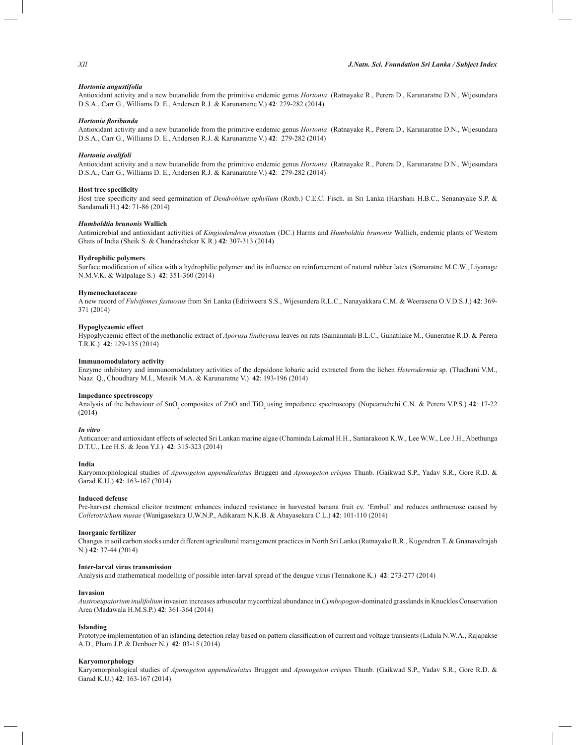***Hortonia angustifolia***

Antioxidant activity and a new butanolide from the primitive endemic genus *Hortonia* (Ratnayake R., Perera D., Karunaratne D.N., Wijesundara D.S.A., Carr G., Williams D. E., Andersen R.J. & Karunaratne V.) **42**: 279-282 (2014)

***Hortonia floribunda***

Antioxidant activity and a new butanolide from the primitive endemic genus *Hortonia* (Ratnayake R., Perera D., Karunaratne D.N., Wijesundara D.S.A., Carr G., Williams D. E., Andersen R.J. & Karunaratne V.) **42**: 279-282 (2014)

***Hortonia ovalifoli***

Antioxidant activity and a new butanolide from the primitive endemic genus *Hortonia* (Ratnayake R., Perera D., Karunaratne D.N., Wijesundara D.S.A., Carr G., Williams D. E., Andersen R.J. & Karunaratne V.) **42**: 279-282 (2014)

**Host tree specificity**

Host tree specificity and seed germination of *Dendrobium aphyllum* (Roxb.) C.E.C. Fisch. in Sri Lanka (Harshani H.B.C., Senanayake S.P. & Sandamali H.) **42**: 71-86 (2014)

***Humboldtia brunonis* Wallich**

Antimicrobial and antioxidant activities of *Kingiodendron pinnatum* (DC.) Harms and *Humboldtia brunonis* Wallich, endemic plants of Western Ghats of India (Sheik S. & Chandrashekar K.R.) **42**: 307-313 (2014)

**Hydrophilic polymers**

Surface modification of silica with a hydrophilic polymer and its influence on reinforcement of natural rubber latex (Somaratne M.C.W., Liyanage N.M.V.K. & Walpalage S.) **42**: 351-360 (2014)

**Hymenochaetaceae**

A new record of *Fulvifomes fastuosus* from Sri Lanka (Ediriweera S.S., Wijesundera R.L.C., Nanayakkara C.M. & Weerasena O.V.D.S.J.) **42**: 369-371 (2014)

**Hypoglycaemic effect**

Hypoglycaemic effect of the methanolic extract of *Aporusa lindleyana* leaves on rats (Samanmali B.L.C., Gunatilake M., Guneratne R.D. & Perera T.R.K.) **42**: 129-135 (2014)

**Immunomodulatory activity**

Enzyme inhibitory and immunomodulatory activities of the depsidone lobaric acid extracted from the lichen *Heterodermia* sp. (Thadhani V.M., Naaz Q., Choudhary M.I., Mesaik M.A. & Karunaratne V.) **42**: 193-196 (2014)

**Impedance spectroscopy**

Analysis of the behaviour of $SnO_2$ composites of ZnO and $TiO_2$ using impedance spectroscopy (Nupearachchi C.N. & Perera V.P.S.) **42**: 17-22 (2014)

***In vitro***

Anticancer and antioxidant effects of selected Sri Lankan marine algae (Chaminda Lakmal H.H., Samarakoon K.W., Lee W.W., Lee J.H., Abethunga D.T.U., Lee H.S. & Jeon Y.J.) **42**: 315-323 (2014)

**India**

Karyomorphological studies of *Aponogeton appendiculatus* Bruggen and *Aponogeton crispus* Thunb. (Gaikwad S.P., Yadav S.R., Gore R.D. & Garad K.U.) **42**: 163-167 (2014)

**Induced defense**

Pre-harvest chemical elicitor treatment enhances induced resistance in harvested banana fruit cv. 'Embul' and reduces anthracnose caused by *Colletotrichum musae* (Wanigasekara U.W.N.P., Adikaram N.K.B. & Abayasekara C.L.) **42**: 101-110 (2014)

**Inorganic fertilizer**

Changes in soil carbon stocks under different agricultural management practices in North Sri Lanka (Ratnayake R.R., Kugendren T. & Gnanavelrajah N.) **42**: 37-44 (2014)

**Inter-larval virus transmission**

Analysis and mathematical modelling of possible inter-larval spread of the dengue virus (Tennakone K.) **42**: 273-277 (2014)

**Invasion**

*Austroeupatorium inulifolium* invasion increases arbuscular mycorrhizal abundance in *Cymbopogon*-dominated grasslands in Knuckles Conservation Area (Madawala H.M.S.P.) **42**: 361-364 (2014)

**Islanding**

Prototype implementation of an islanding detection relay based on pattern classification of current and voltage transients (Lidula N.W.A., Rajapakse A.D., Pham J.P. & Denboer N.) **42**: 03-15 (2014)

**Karyomorphology**

Karyomorphological studies of *Aponogeton appendiculatus* Bruggen and *Aponogeton crispus* Thunb. (Gaikwad S.P., Yadav S.R., Gore R.D. & Garad K.U.) **42**: 163-167 (2014)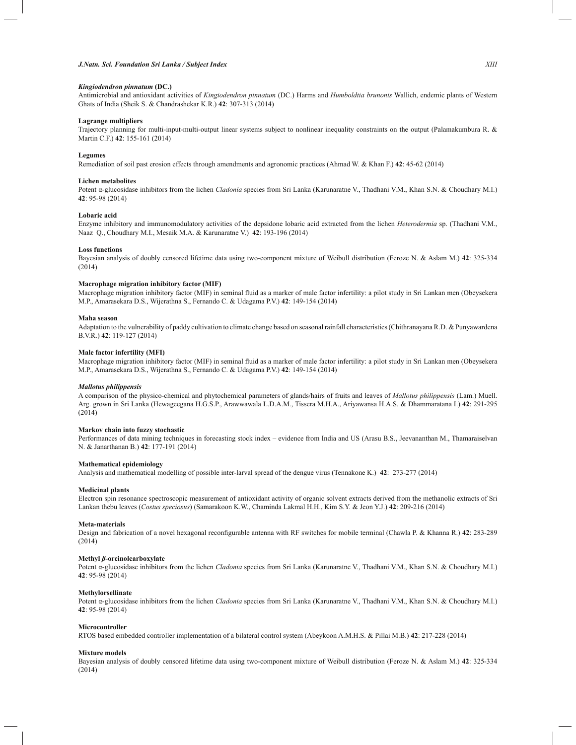***Kingiodendron pinnatum* (DC.)**

Antimicrobial and antioxidant activities of *Kingiodendron pinnatum* (DC.) Harms and *Humboldtia brunonis* Wallich, endemic plants of Western Ghats of India (Sheik S. & Chandrashekar K.R.) **42**: 307-313 (2014)

**Lagrange multipliers**

Trajectory planning for multi-input-multi-output linear systems subject to nonlinear inequality constraints on the output (Palamakumbura R. & Martin C.F.) **42**: 155-161 (2014)

**Legumes**

Remediation of soil past erosion effects through amendments and agronomic practices (Ahmad W. & Khan F.) **42**: 45-62 (2014)

**Lichen metabolites**

Potent α-glucosidase inhibitors from the lichen *Cladonia* species from Sri Lanka (Karunaratne V., Thadhani V.M., Khan S.N. & Choudhary M.I.) **42**: 95-98 (2014)

**Lobaric acid**

Enzyme inhibitory and immunomodulatory activities of the depsidone lobaric acid extracted from the lichen *Heterodermia* sp. (Thadhani V.M., Naaz Q., Choudhary M.I., Mesaik M.A. & Karunaratne V.) **42**: 193-196 (2014)

**Loss functions**

Bayesian analysis of doubly censored lifetime data using two-component mixture of Weibull distribution (Feroze N. & Aslam M.) **42**: 325-334 (2014)

**Macrophage migration inhibitory factor (MIF)**

Macrophage migration inhibitory factor (MIF) in seminal fluid as a marker of male factor infertility: a pilot study in Sri Lankan men (Obeysekera M.P., Amarasekara D.S., Wijerathna S., Fernando C. & Udagama P.V.) **42**: 149-154 (2014)

**Maha season**

Adaptation to the vulnerability of paddy cultivation to climate change based on seasonal rainfall characteristics (Chithranayana R.D. & Punyawardena B.V.R.) **42**: 119-127 (2014)

**Male factor infertility (MFI)**

Macrophage migration inhibitory factor (MIF) in seminal fluid as a marker of male factor infertility: a pilot study in Sri Lankan men (Obeysekera M.P., Amarasekara D.S., Wijerathna S., Fernando C. & Udagama P.V.) **42**: 149-154 (2014)

***Mallotus philippensis***

A comparison of the physico-chemical and phytochemical parameters of glands/hairs of fruits and leaves of *Mallotus philippensis* (Lam.) Muell. Arg. grown in Sri Lanka (Hewageegana H.G.S.P., Arawwawala L.D.A.M., Tissera M.H.A., Ariyawansa H.A.S. & Dhammaratana I.) **42**: 291-295 (2014)

**Markov chain into fuzzy stochastic**

Performances of data mining techniques in forecasting stock index – evidence from India and US (Arasu B.S., Jeevananthan M., Thamaraiselvan N. & Janarthanan B.) **42**: 177-191 (2014)

**Mathematical epidemiology**

Analysis and mathematical modelling of possible inter-larval spread of the dengue virus (Tennakone K.) **42**: 273-277 (2014)

**Medicinal plants**

Electron spin resonance spectroscopic measurement of antioxidant activity of organic solvent extracts derived from the methanolic extracts of Sri Lankan thebu leaves (*Costus speciosus*) (Samarakoon K.W., Chaminda Lakmal H.H., Kim S.Y. & Jeon Y.J.) **42**: 209-216 (2014)

**Meta-materials**

Design and fabrication of a novel hexagonal reconfigurable antenna with RF switches for mobile terminal (Chawla P. & Khanna R.) **42**: 283-289 (2014)

**Methyl *β*-orcinolcarboxylate**

Potent α-glucosidase inhibitors from the lichen *Cladonia* species from Sri Lanka (Karunaratne V., Thadhani V.M., Khan S.N. & Choudhary M.I.) **42**: 95-98 (2014)

**Methylorsellinate**

Potent α-glucosidase inhibitors from the lichen *Cladonia* species from Sri Lanka (Karunaratne V., Thadhani V.M., Khan S.N. & Choudhary M.I.) **42**: 95-98 (2014)

**Microcontroller**

RTOS based embedded controller implementation of a bilateral control system (Abeykoon A.M.H.S. & Pillai M.B.) **42**: 217-228 (2014)

**Mixture models**

Bayesian analysis of doubly censored lifetime data using two-component mixture of Weibull distribution (Feroze N. & Aslam M.) **42**: 325-334 (2014)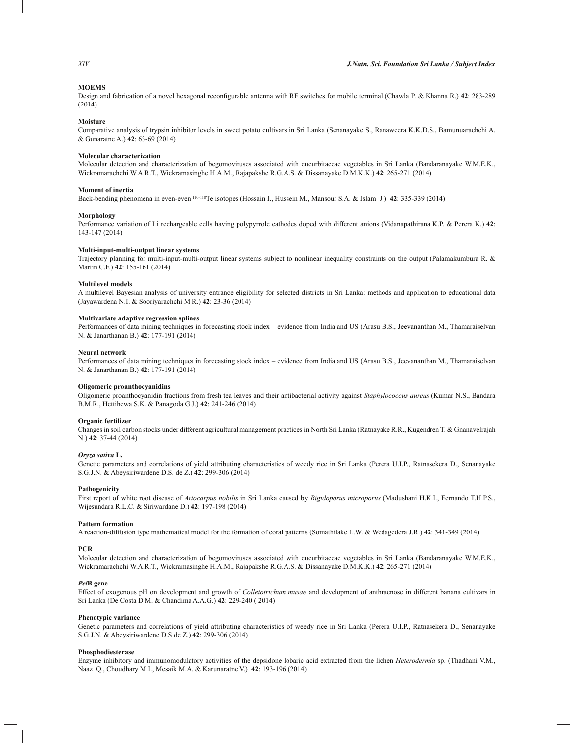**MOEMS**

Design and fabrication of a novel hexagonal reconfigurable antenna with RF switches for mobile terminal (Chawla P. & Khanna R.) **42**: 283-289 (2014)

**Moisture**

Comparative analysis of trypsin inhibitor levels in sweet potato cultivars in Sri Lanka (Senanayake S., Ranaweera K.K.D.S., Bamunuarachchi A. & Gunaratne A.) **42**: 63-69 (2014)

**Molecular characterization**

Molecular detection and characterization of begomoviruses associated with cucurbitaceae vegetables in Sri Lanka (Bandaranayake W.M.E.K., Wickramarachchi W.A.R.T., Wickramasinghe H.A.M., Rajapakshe R.G.A.S. & Dissanayake D.M.K.K.) **42**: 265-271 (2014)

**Moment of inertia**

Back-bending phenomena in even-even $^{110-118}$Te isotopes (Hossain I., Hussein M., Mansour S.A. & Islam J.) **42**: 335-339 (2014)

**Morphology**

Performance variation of Li rechargeable cells having polypyrrole cathodes doped with different anions (Vidanapathirana K.P. & Perera K.) **42**: 143-147 (2014)

**Multi-input-multi-output linear systems**

Trajectory planning for multi-input-multi-output linear systems subject to nonlinear inequality constraints on the output (Palamakumbura R. & Martin C.F.) **42**: 155-161 (2014)

**Multilevel models**

A multilevel Bayesian analysis of university entrance eligibility for selected districts in Sri Lanka: methods and application to educational data (Jayawardena N.I. & Sooriyarachchi M.R.) **42**: 23-36 (2014)

**Multivariate adaptive regression splines**

Performances of data mining techniques in forecasting stock index – evidence from India and US (Arasu B.S., Jeevananthan M., Thamaraiselvan N. & Janarthanan B.) **42**: 177-191 (2014)

**Neural network**

Performances of data mining techniques in forecasting stock index – evidence from India and US (Arasu B.S., Jeevananthan M., Thamaraiselvan N. & Janarthanan B.) **42**: 177-191 (2014)

**Oligomeric proanthocyanidins**

Oligomeric proanthocyanidin fractions from fresh tea leaves and their antibacterial activity against *Staphylococcus aureus* (Kumar N.S., Bandara B.M.R., Hettihewa S.K. & Panagoda G.J.) **42**: 241-246 (2014)

**Organic fertilizer**

Changes in soil carbon stocks under different agricultural management practices in North Sri Lanka (Ratnayake R.R., Kugendren T. & Gnanavelrajah N.) **42**: 37-44 (2014)

***Oryza sativa* L.**

Genetic parameters and correlations of yield attributing characteristics of weedy rice in Sri Lanka (Perera U.I.P., Ratnasekera D., Senanayake S.G.J.N. & Abeysiriwardene D.S. de Z.) **42**: 299-306 (2014)

**Pathogenicity**

First report of white root disease of *Artocarpus nobilis* in Sri Lanka caused by *Rigidoporus microporus* (Madushani H.K.I., Fernando T.H.P.S., Wijesundara R.L.C. & Siriwardane D.) **42**: 197-198 (2014)

**Pattern formation**

A reaction-diffusion type mathematical model for the formation of coral patterns (Somathilake L.W. & Wedagedera J.R.) **42**: 341-349 (2014)

**PCR**

Molecular detection and characterization of begomoviruses associated with cucurbitaceae vegetables in Sri Lanka (Bandaranayake W.M.E.K., Wickramarachchi W.A.R.T., Wickramasinghe H.A.M., Rajapakshe R.G.A.S. & Dissanayake D.M.K.K.) **42**: 265-271 (2014)

***Pel*B gene**

Effect of exogenous pH on development and growth of *Colletotrichum musae* and development of anthracnose in different banana cultivars in Sri Lanka (De Costa D.M. & Chandima A.A.G.) **42**: 229-240 ( 2014)

**Phenotypic variance**

Genetic parameters and correlations of yield attributing characteristics of weedy rice in Sri Lanka (Perera U.I.P., Ratnasekera D., Senanayake S.G.J.N. & Abeysiriwardene D.S de Z.) **42**: 299-306 (2014)

**Phosphodiesterase**

Enzyme inhibitory and immunomodulatory activities of the depsidone lobaric acid extracted from the lichen *Heterodermia* sp. (Thadhani V.M., Naaz Q., Choudhary M.I., Mesaik M.A. & Karunaratne V.) **42**: 193-196 (2014)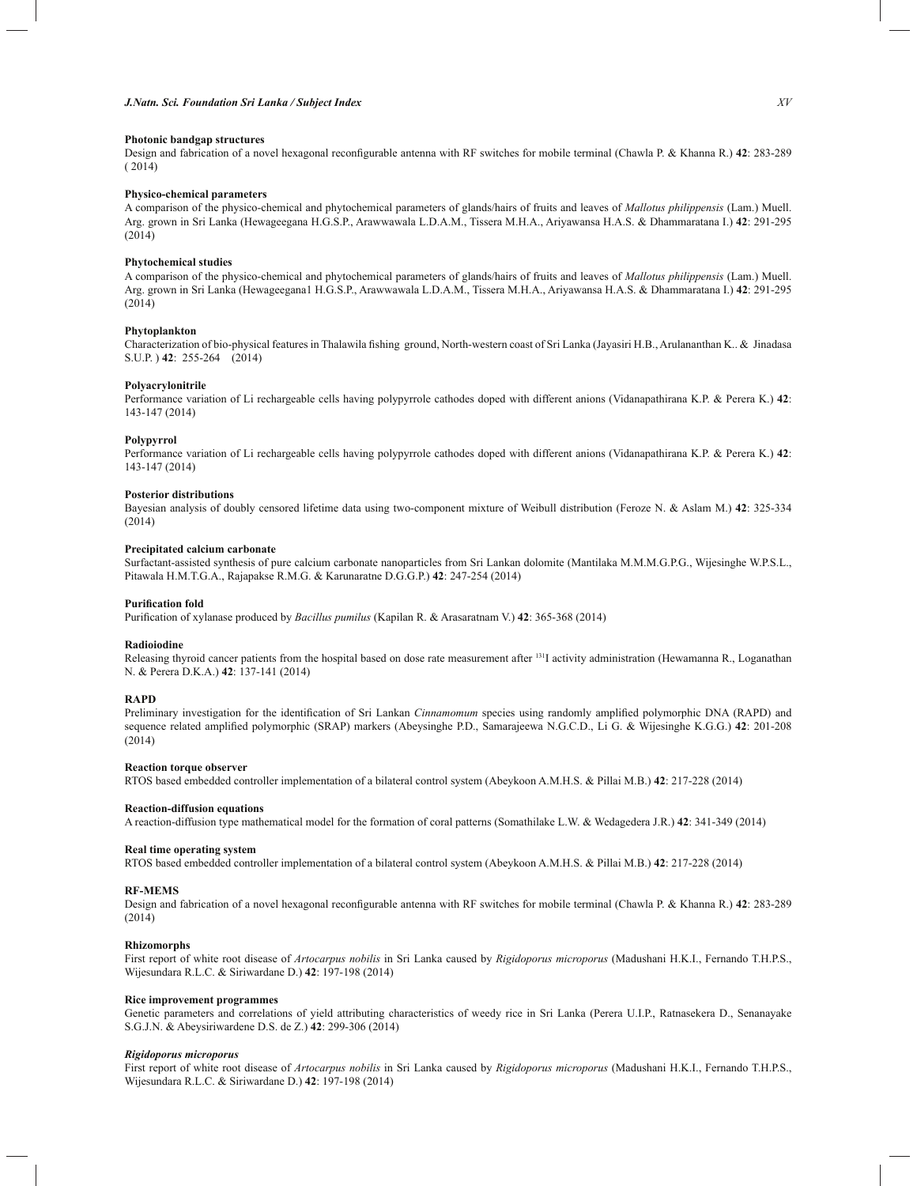**Photonic bandgap structures**
Design and fabrication of a novel hexagonal reconfigurable antenna with RF switches for mobile terminal (Chawla P. & Khanna R.) **42**: 283-289 ( 2014)

**Physico-chemical parameters**
A comparison of the physico-chemical and phytochemical parameters of glands/hairs of fruits and leaves of *Mallotus philippensis* (Lam.) Muell. Arg. grown in Sri Lanka (Hewageegana H.G.S.P., Arawwawala L.D.A.M., Tissera M.H.A., Ariyawansa H.A.S. & Dhammaratana I.) **42**: 291-295 (2014)

**Phytochemical studies**
A comparison of the physico-chemical and phytochemical parameters of glands/hairs of fruits and leaves of *Mallotus philippensis* (Lam.) Muell. Arg. grown in Sri Lanka (Hewageegana1 H.G.S.P., Arawwawala L.D.A.M., Tissera M.H.A., Ariyawansa H.A.S. & Dhammaratana I.) **42**: 291-295 (2014)

**Phytoplankton**
Characterization of bio-physical features in Thalawila fishing ground, North-western coast of Sri Lanka (Jayasiri H.B., Arulananthan K.. & Jinadasa S.U.P. ) **42**: 255-264 (2014)

**Polyacrylonitrile**
Performance variation of Li rechargeable cells having polypyrrole cathodes doped with different anions (Vidanapathirana K.P. & Perera K.) **42**: 143-147 (2014)

**Polypyrrol**
Performance variation of Li rechargeable cells having polypyrrole cathodes doped with different anions (Vidanapathirana K.P. & Perera K.) **42**: 143-147 (2014)

**Posterior distributions**
Bayesian analysis of doubly censored lifetime data using two-component mixture of Weibull distribution (Feroze N. & Aslam M.) **42**: 325-334 (2014)

**Precipitated calcium carbonate**
Surfactant-assisted synthesis of pure calcium carbonate nanoparticles from Sri Lankan dolomite (Mantilaka M.M.M.G.P.G., Wijesinghe W.P.S.L., Pitawala H.M.T.G.A., Rajapakse R.M.G. & Karunaratne D.G.G.P.) **42**: 247-254 (2014)

**Purification fold**
Purification of xylanase produced by *Bacillus pumilus* (Kapilan R. & Arasaratnam V.) **42**: 365-368 (2014)

**Radioiodine**
Releasing thyroid cancer patients from the hospital based on dose rate measurement after $^{131}$I activity administration (Hewamanna R., Loganathan N. & Perera D.K.A.) **42**: 137-141 (2014)

**RAPD**
Preliminary investigation for the identification of Sri Lankan *Cinnamomum* species using randomly amplified polymorphic DNA (RAPD) and sequence related amplified polymorphic (SRAP) markers (Abeysinghe P.D., Samarajeewa N.G.C.D., Li G. & Wijesinghe K.G.G.) **42**: 201-208 (2014)

**Reaction torque observer**
RTOS based embedded controller implementation of a bilateral control system (Abeykoon A.M.H.S. & Pillai M.B.) **42**: 217-228 (2014)

**Reaction-diffusion equations**
A reaction-diffusion type mathematical model for the formation of coral patterns (Somathilake L.W. & Wedagedera J.R.) **42**: 341-349 (2014)

**Real time operating system**
RTOS based embedded controller implementation of a bilateral control system (Abeykoon A.M.H.S. & Pillai M.B.) **42**: 217-228 (2014)

**RF-MEMS**
Design and fabrication of a novel hexagonal reconfigurable antenna with RF switches for mobile terminal (Chawla P. & Khanna R.) **42**: 283-289 (2014)

**Rhizomorphs**
First report of white root disease of *Artocarpus nobilis* in Sri Lanka caused by *Rigidoporus microporus* (Madushani H.K.I., Fernando T.H.P.S., Wijesundara R.L.C. & Siriwardane D.) **42**: 197-198 (2014)

**Rice improvement programmes**
Genetic parameters and correlations of yield attributing characteristics of weedy rice in Sri Lanka (Perera U.I.P., Ratnasekera D., Senanayake S.G.J.N. & Abeysiriwardene D.S. de Z.) **42**: 299-306 (2014)

***Rigidoporus microporus***
First report of white root disease of *Artocarpus nobilis* in Sri Lanka caused by *Rigidoporus microporus* (Madushani H.K.I., Fernando T.H.P.S., Wijesundara R.L.C. & Siriwardane D.) **42**: 197-198 (2014)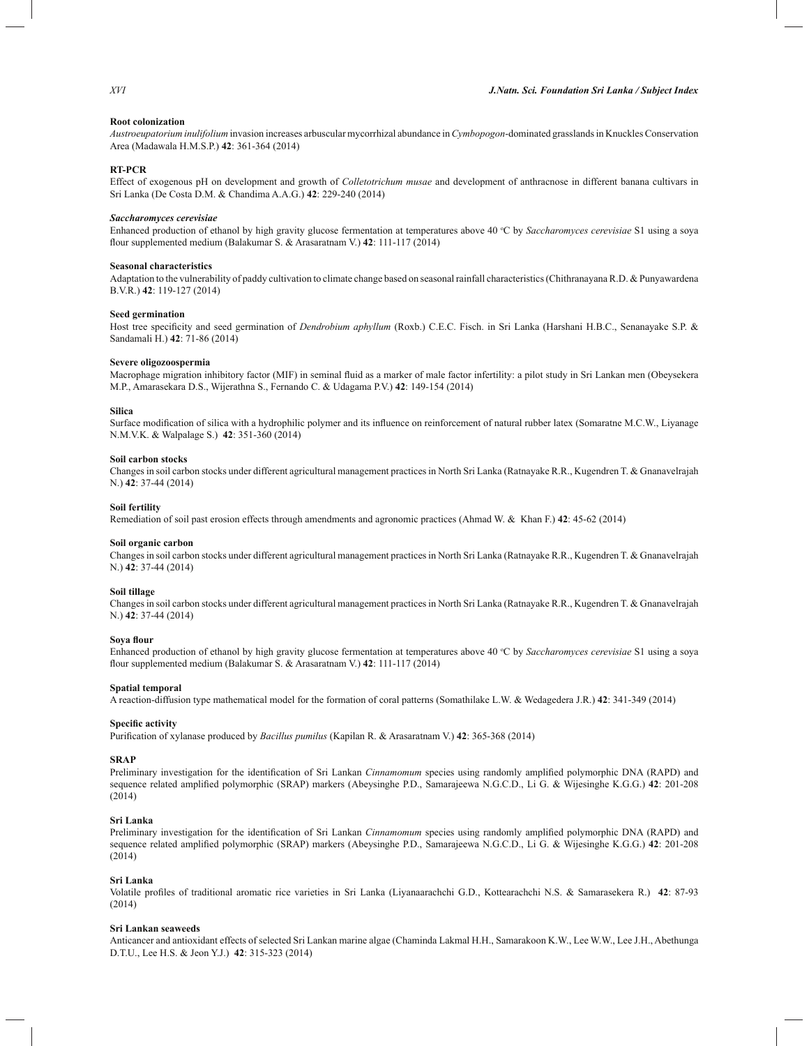**Root colonization**

*Austroeupatorium inulifolium* invasion increases arbuscular mycorrhizal abundance in *Cymbopogon*-dominated grasslands in Knuckles Conservation Area (Madawala H.M.S.P.) **42**: 361-364 (2014)

**RT-PCR**

Effect of exogenous pH on development and growth of *Colletotrichum musae* and development of anthracnose in different banana cultivars in Sri Lanka (De Costa D.M. & Chandima A.A.G.) **42**: 229-240 (2014)

***Saccharomyces cerevisiae***

Enhanced production of ethanol by high gravity glucose fermentation at temperatures above 40 °C by *Saccharomyces cerevisiae* S1 using a soya flour supplemented medium (Balakumar S. & Arasaratnam V.) **42**: 111-117 (2014)

**Seasonal characteristics**

Adaptation to the vulnerability of paddy cultivation to climate change based on seasonal rainfall characteristics (Chithranayana R.D. & Punyawardena B.V.R.) **42**: 119-127 (2014)

**Seed germination**

Host tree specificity and seed germination of *Dendrobium aphyllum* (Roxb.) C.E.C. Fisch. in Sri Lanka (Harshani H.B.C., Senanayake S.P. & Sandamali H.) **42**: 71-86 (2014)

**Severe oligozoospermia**

Macrophage migration inhibitory factor (MIF) in seminal fluid as a marker of male factor infertility: a pilot study in Sri Lankan men (Obeysekera M.P., Amarasekara D.S., Wijerathna S., Fernando C. & Udagama P.V.) **42**: 149-154 (2014)

**Silica**

Surface modification of silica with a hydrophilic polymer and its influence on reinforcement of natural rubber latex (Somaratne M.C.W., Liyanage N.M.V.K. & Walpalage S.) **42**: 351-360 (2014)

**Soil carbon stocks**

Changes in soil carbon stocks under different agricultural management practices in North Sri Lanka (Ratnayake R.R., Kugendren T. & Gnanavelrajah N.) **42**: 37-44 (2014)

**Soil fertility**

Remediation of soil past erosion effects through amendments and agronomic practices (Ahmad W. & Khan F.) **42**: 45-62 (2014)

**Soil organic carbon**

Changes in soil carbon stocks under different agricultural management practices in North Sri Lanka (Ratnayake R.R., Kugendren T. & Gnanavelrajah N.) **42**: 37-44 (2014)

**Soil tillage**

Changes in soil carbon stocks under different agricultural management practices in North Sri Lanka (Ratnayake R.R., Kugendren T. & Gnanavelrajah N.) **42**: 37-44 (2014)

**Soya flour**

Enhanced production of ethanol by high gravity glucose fermentation at temperatures above 40 °C by *Saccharomyces cerevisiae* S1 using a soya flour supplemented medium (Balakumar S. & Arasaratnam V.) **42**: 111-117 (2014)

**Spatial temporal**

A reaction-diffusion type mathematical model for the formation of coral patterns (Somathilake L.W. & Wedagedera J.R.) **42**: 341-349 (2014)

**Specific activity**

Purification of xylanase produced by *Bacillus pumilus* (Kapilan R. & Arasaratnam V.) **42**: 365-368 (2014)

**SRAP**

Preliminary investigation for the identification of Sri Lankan *Cinnamomum* species using randomly amplified polymorphic DNA (RAPD) and sequence related amplified polymorphic (SRAP) markers (Abeysinghe P.D., Samarajeewa N.G.C.D., Li G. & Wijesinghe K.G.G.) **42**: 201-208 (2014)

**Sri Lanka**

Preliminary investigation for the identification of Sri Lankan *Cinnamomum* species using randomly amplified polymorphic DNA (RAPD) and sequence related amplified polymorphic (SRAP) markers (Abeysinghe P.D., Samarajeewa N.G.C.D., Li G. & Wijesinghe K.G.G.) **42**: 201-208 (2014)

**Sri Lanka**

Volatile profiles of traditional aromatic rice varieties in Sri Lanka (Liyanaarachchi G.D., Kottearachchi N.S. & Samarasekera R.) **42**: 87-93 (2014)

**Sri Lankan seaweeds**

Anticancer and antioxidant effects of selected Sri Lankan marine algae (Chaminda Lakmal H.H., Samarakoon K.W., Lee W.W., Lee J.H., Abethunga D.T.U., Lee H.S. & Jeon Y.J.) **42**: 315-323 (2014)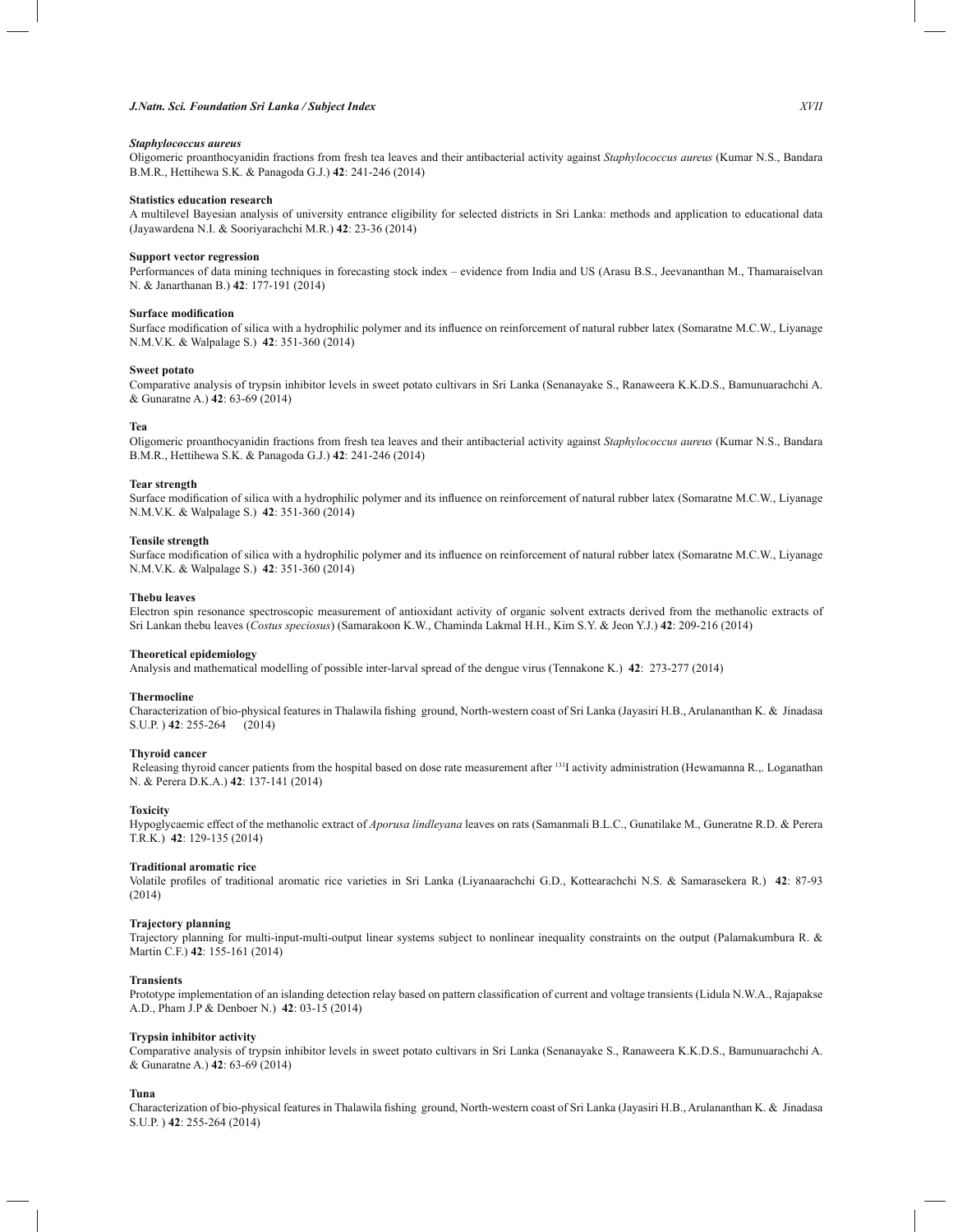***Staphylococcus aureus***

Oligomeric proanthocyanidin fractions from fresh tea leaves and their antibacterial activity against *Staphylococcus aureus* (Kumar N.S., Bandara B.M.R., Hettihewa S.K. & Panagoda G.J.) **42**: 241-246 (2014)

**Statistics education research**

A multilevel Bayesian analysis of university entrance eligibility for selected districts in Sri Lanka: methods and application to educational data (Jayawardena N.I. & Sooriyarachchi M.R.) **42**: 23-36 (2014)

**Support vector regression**

Performances of data mining techniques in forecasting stock index – evidence from India and US (Arasu B.S., Jeevananthan M., Thamaraiselvan N. & Janarthanan B.) **42**: 177-191 (2014)

**Surface modification**

Surface modification of silica with a hydrophilic polymer and its influence on reinforcement of natural rubber latex (Somaratne M.C.W., Liyanage N.M.V.K. & Walpalage S.) **42**: 351-360 (2014)

**Sweet potato**

Comparative analysis of trypsin inhibitor levels in sweet potato cultivars in Sri Lanka (Senanayake S., Ranaweera K.K.D.S., Bamunuarachchi A. & Gunaratne A.) **42**: 63-69 (2014)

**Tea**

Oligomeric proanthocyanidin fractions from fresh tea leaves and their antibacterial activity against *Staphylococcus aureus* (Kumar N.S., Bandara B.M.R., Hettihewa S.K. & Panagoda G.J.) **42**: 241-246 (2014)

**Tear strength**

Surface modification of silica with a hydrophilic polymer and its influence on reinforcement of natural rubber latex (Somaratne M.C.W., Liyanage N.M.V.K. & Walpalage S.) **42**: 351-360 (2014)

**Tensile strength**

Surface modification of silica with a hydrophilic polymer and its influence on reinforcement of natural rubber latex (Somaratne M.C.W., Liyanage N.M.V.K. & Walpalage S.) **42**: 351-360 (2014)

**Thebu leaves**

Electron spin resonance spectroscopic measurement of antioxidant activity of organic solvent extracts derived from the methanolic extracts of Sri Lankan thebu leaves (*Costus speciosus*) (Samarakoon K.W., Chaminda Lakmal H.H., Kim S.Y. & Jeon Y.J.) **42**: 209-216 (2014)

**Theoretical epidemiology**

Analysis and mathematical modelling of possible inter-larval spread of the dengue virus (Tennakone K.) **42**: 273-277 (2014)

**Thermocline**

Characterization of bio-physical features in Thalawila fishing ground, North-western coast of Sri Lanka (Jayasiri H.B., Arulananthan K. & Jinadasa S.U.P. ) **42**: 255-264 (2014)

**Thyroid cancer**

Releasing thyroid cancer patients from the hospital based on dose rate measurement after $^{131}$I activity administration (Hewamanna R.,. Loganathan N. & Perera D.K.A.) **42**: 137-141 (2014)

**Toxicity**

Hypoglycaemic effect of the methanolic extract of *Aporusa lindleyana* leaves on rats (Samanmali B.L.C., Gunatilake M., Guneratne R.D. & Perera T.R.K.) **42**: 129-135 (2014)

**Traditional aromatic rice**

Volatile profiles of traditional aromatic rice varieties in Sri Lanka (Liyanaarachchi G.D., Kottearachchi N.S. & Samarasekera R.) **42**: 87-93 (2014)

**Trajectory planning**

Trajectory planning for multi-input-multi-output linear systems subject to nonlinear inequality constraints on the output (Palamakumbura R. & Martin C.F.) **42**: 155-161 (2014)

**Transients**

Prototype implementation of an islanding detection relay based on pattern classification of current and voltage transients (Lidula N.W.A., Rajapakse A.D., Pham J.P & Denboer N.) **42**: 03-15 (2014)

**Trypsin inhibitor activity**

Comparative analysis of trypsin inhibitor levels in sweet potato cultivars in Sri Lanka (Senanayake S., Ranaweera K.K.D.S., Bamunuarachchi A. & Gunaratne A.) **42**: 63-69 (2014)

**Tuna**

Characterization of bio-physical features in Thalawila fishing ground, North-western coast of Sri Lanka (Jayasiri H.B., Arulananthan K. & Jinadasa S.U.P. ) **42**: 255-264 (2014)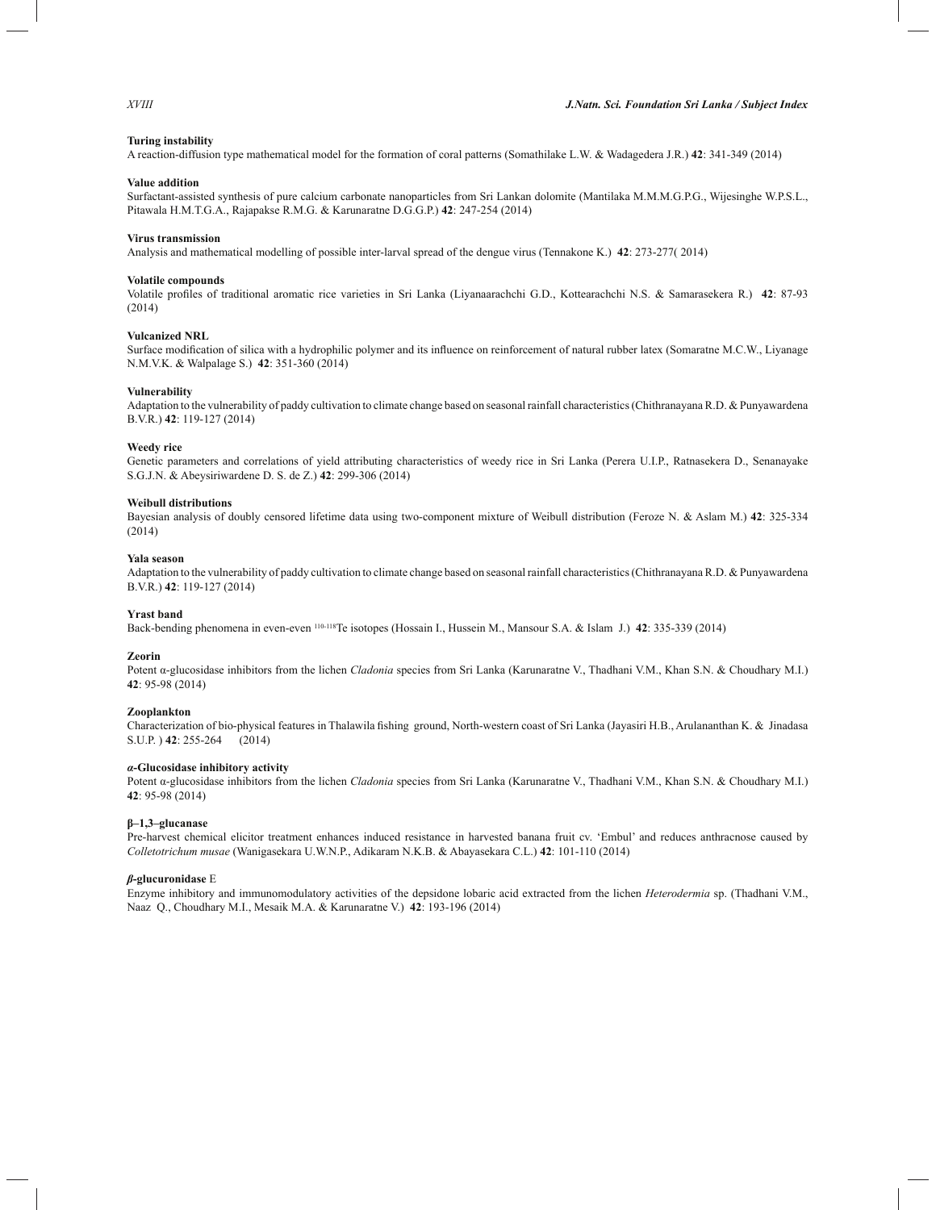**Turing instability**

A reaction-diffusion type mathematical model for the formation of coral patterns (Somathilake L.W. & Wadagedera J.R.) **42**: 341-349 (2014)

**Value addition**

Surfactant-assisted synthesis of pure calcium carbonate nanoparticles from Sri Lankan dolomite (Mantilaka M.M.M.G.P.G., Wijesinghe W.P.S.L., Pitawala H.M.T.G.A., Rajapakse R.M.G. & Karunaratne D.G.G.P.) **42**: 247-254 (2014)

**Virus transmission**

Analysis and mathematical modelling of possible inter-larval spread of the dengue virus (Tennakone K.) **42**: 273-277( 2014)

**Volatile compounds**

Volatile profiles of traditional aromatic rice varieties in Sri Lanka (Liyanaarachchi G.D., Kottearachchi N.S. & Samarasekera R.) **42**: 87-93 (2014)

**Vulcanized NRL**

Surface modification of silica with a hydrophilic polymer and its influence on reinforcement of natural rubber latex (Somaratne M.C.W., Liyanage N.M.V.K. & Walpalage S.) **42**: 351-360 (2014)

**Vulnerability**

Adaptation to the vulnerability of paddy cultivation to climate change based on seasonal rainfall characteristics (Chithranayana R.D. & Punyawardena B.V.R.) **42**: 119-127 (2014)

**Weedy rice**

Genetic parameters and correlations of yield attributing characteristics of weedy rice in Sri Lanka (Perera U.I.P., Ratnasekera D., Senanayake S.G.J.N. & Abeysiriwardene D. S. de Z.) **42**: 299-306 (2014)

**Weibull distributions**

Bayesian analysis of doubly censored lifetime data using two-component mixture of Weibull distribution (Feroze N. & Aslam M.) **42**: 325-334 (2014)

**Yala season**

Adaptation to the vulnerability of paddy cultivation to climate change based on seasonal rainfall characteristics (Chithranayana R.D. & Punyawardena B.V.R.) **42**: 119-127 (2014)

**Yrast band**

Back-bending phenomena in even-even $^{110-118}$Te isotopes (Hossain I., Hussein M., Mansour S.A. & Islam J.) **42**: 335-339 (2014)

**Zeorin**

Potent α-glucosidase inhibitors from the lichen *Cladonia* species from Sri Lanka (Karunaratne V., Thadhani V.M., Khan S.N. & Choudhary M.I.) **42**: 95-98 (2014)

**Zooplankton**

Characterization of bio-physical features in Thalawila fishing ground, North-western coast of Sri Lanka (Jayasiri H.B., Arulananthan K. & Jinadasa S.U.P. ) **42**: 255-264 (2014)

***α*-Glucosidase inhibitory activity**

Potent α-glucosidase inhibitors from the lichen *Cladonia* species from Sri Lanka (Karunaratne V., Thadhani V.M., Khan S.N. & Choudhary M.I.) **42**: 95-98 (2014)

**β–1,3–glucanase**

Pre-harvest chemical elicitor treatment enhances induced resistance in harvested banana fruit cv. 'Embul' and reduces anthracnose caused by *Colletotrichum musae* (Wanigasekara U.W.N.P., Adikaram N.K.B. & Abayasekara C.L.) **42**: 101-110 (2014)

***β*-glucuronidase** E

Enzyme inhibitory and immunomodulatory activities of the depsidone lobaric acid extracted from the lichen *Heterodermia* sp. (Thadhani V.M., Naaz Q., Choudhary M.I., Mesaik M.A. & Karunaratne V.) **42**: 193-196 (2014)